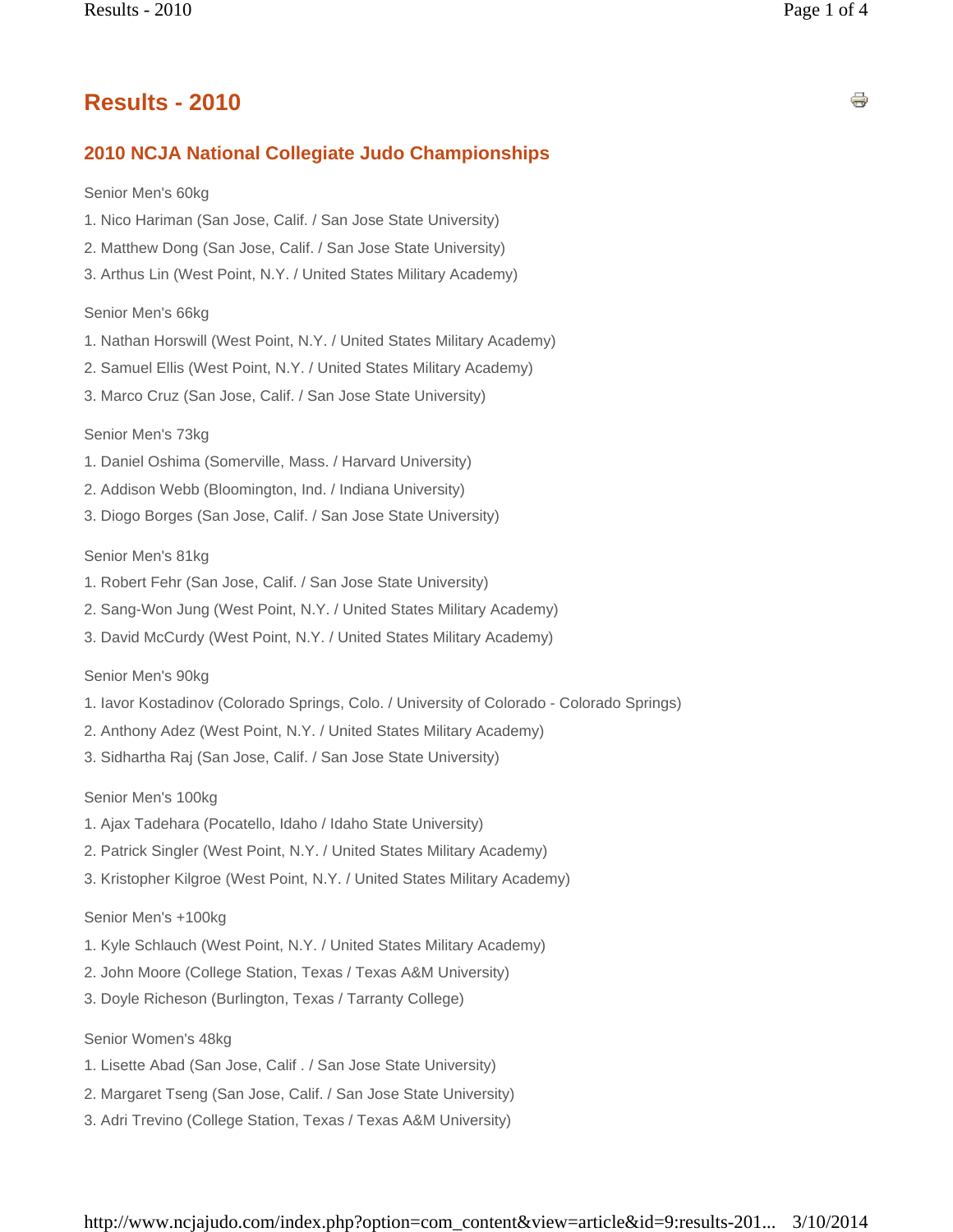# Results - 2010

## 2010 NCJA National Collegiate Judo Championships

Senior Men's 60kg

1. Nico Hariman (San Jose, Calif. / San Jose State University)
2. Matthew Dong (San Jose, Calif. / San Jose State University)
3. Arthus Lin (West Point, N.Y. / United States Military Academy)

Senior Men's 66kg

1. Nathan Horswill (West Point, N.Y. / United States Military Academy)
2. Samuel Ellis (West Point, N.Y. / United States Military Academy)
3. Marco Cruz (San Jose, Calif. / San Jose State University)

Senior Men's 73kg

1. Daniel Oshima (Somerville, Mass. / Harvard University)
2. Addison Webb (Bloomington, Ind. / Indiana University)
3. Diogo Borges (San Jose, Calif. / San Jose State University)

Senior Men's 81kg

1. Robert Fehr (San Jose, Calif. / San Jose State University)
2. Sang-Won Jung (West Point, N.Y. / United States Military Academy)
3. David McCurdy (West Point, N.Y. / United States Military Academy)

Senior Men's 90kg

1. Iavor Kostadinov (Colorado Springs, Colo. / University of Colorado - Colorado Springs)
2. Anthony Adez (West Point, N.Y. / United States Military Academy)
3. Sidhartha Raj (San Jose, Calif. / San Jose State University)

Senior Men's 100kg

1. Ajax Tadehara (Pocatello, Idaho / Idaho State University)
2. Patrick Singler (West Point, N.Y. / United States Military Academy)
3. Kristopher Kilgroe (West Point, N.Y. / United States Military Academy)

Senior Men's +100kg

1. Kyle Schlauch (West Point, N.Y. / United States Military Academy)
2. John Moore (College Station, Texas / Texas A&M University)
3. Doyle Richeson (Burlington, Texas / Tarranty College)

Senior Women's 48kg

1. Lisette Abad (San Jose, Calif . / San Jose State University)
2. Margaret Tseng (San Jose, Calif. / San Jose State University)
3. Adri Trevino (College Station, Texas / Texas A&M University)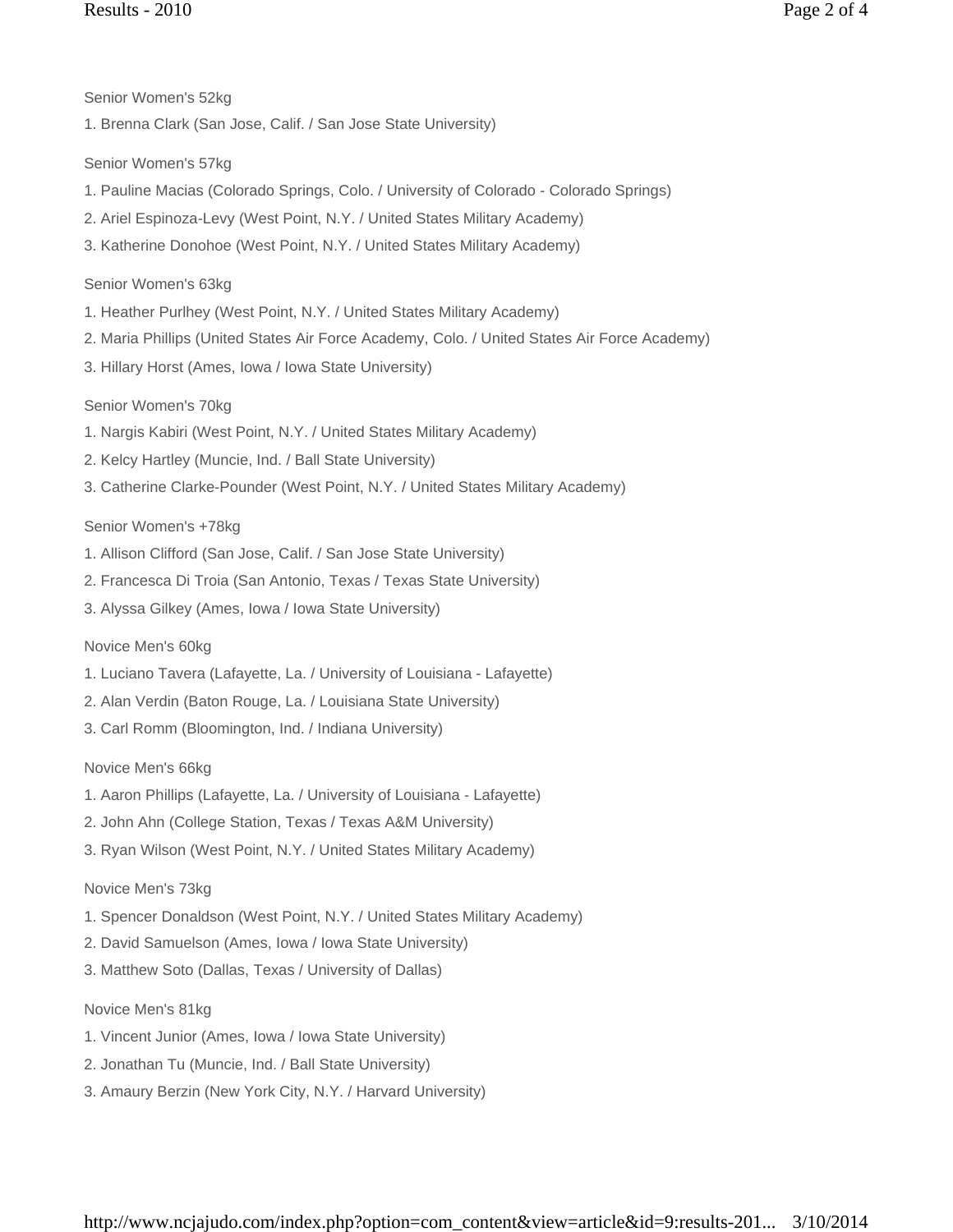Senior Women's 52kg

1. Brenna Clark (San Jose, Calif. / San Jose State University)

Senior Women's 57kg

1. Pauline Macias (Colorado Springs, Colo. / University of Colorado - Colorado Springs)
2. Ariel Espinoza-Levy (West Point, N.Y. / United States Military Academy)
3. Katherine Donohoe (West Point, N.Y. / United States Military Academy)

Senior Women's 63kg

1. Heather Purlhey (West Point, N.Y. / United States Military Academy)
2. Maria Phillips (United States Air Force Academy, Colo. / United States Air Force Academy)
3. Hillary Horst (Ames, Iowa / Iowa State University)

Senior Women's 70kg

1. Nargis Kabiri (West Point, N.Y. / United States Military Academy)
2. Kelcy Hartley (Muncie, Ind. / Ball State University)
3. Catherine Clarke-Pounder (West Point, N.Y. / United States Military Academy)

Senior Women's +78kg

1. Allison Clifford (San Jose, Calif. / San Jose State University)
2. Francesca Di Troia (San Antonio, Texas / Texas State University)
3. Alyssa Gilkey (Ames, Iowa / Iowa State University)

Novice Men's 60kg

1. Luciano Tavera (Lafayette, La. / University of Louisiana - Lafayette)
2. Alan Verdin (Baton Rouge, La. / Louisiana State University)
3. Carl Romm (Bloomington, Ind. / Indiana University)

Novice Men's 66kg

1. Aaron Phillips (Lafayette, La. / University of Louisiana - Lafayette)
2. John Ahn (College Station, Texas / Texas A&M University)
3. Ryan Wilson (West Point, N.Y. / United States Military Academy)

Novice Men's 73kg

1. Spencer Donaldson (West Point, N.Y. / United States Military Academy)
2. David Samuelson (Ames, Iowa / Iowa State University)
3. Matthew Soto (Dallas, Texas / University of Dallas)

Novice Men's 81kg

1. Vincent Junior (Ames, Iowa / Iowa State University)
2. Jonathan Tu (Muncie, Ind. / Ball State University)
3. Amaury Berzin (New York City, N.Y. / Harvard University)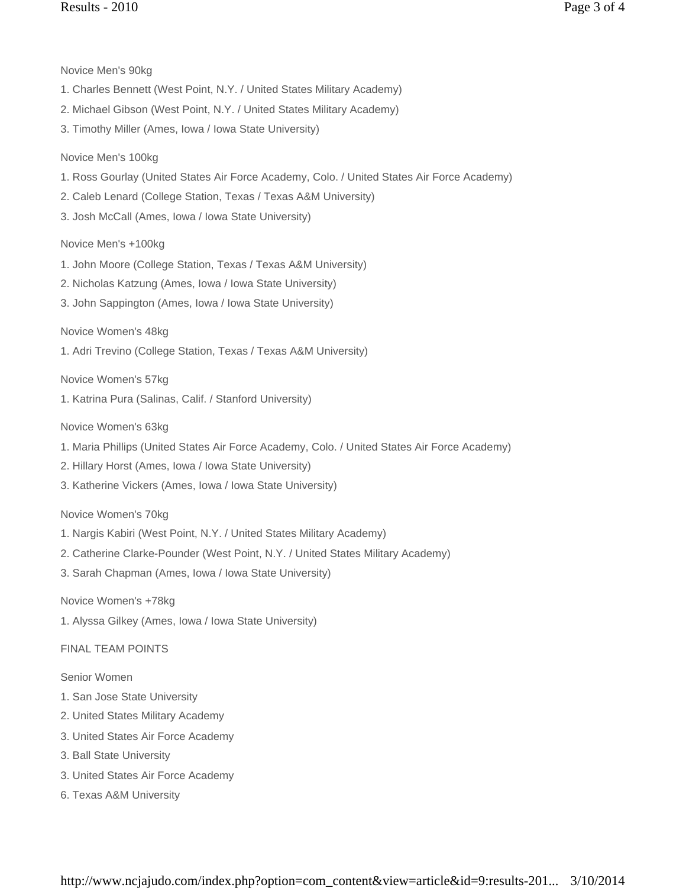Novice Men's 90kg

1. Charles Bennett (West Point, N.Y. / United States Military Academy)
2. Michael Gibson (West Point, N.Y. / United States Military Academy)
3. Timothy Miller (Ames, Iowa / Iowa State University)

Novice Men's 100kg

1. Ross Gourlay (United States Air Force Academy, Colo. / United States Air Force Academy)
2. Caleb Lenard (College Station, Texas / Texas A&M University)
3. Josh McCall (Ames, Iowa / Iowa State University)

Novice Men's +100kg

1. John Moore (College Station, Texas / Texas A&M University)
2. Nicholas Katzung (Ames, Iowa / Iowa State University)
3. John Sappington (Ames, Iowa / Iowa State University)

Novice Women's 48kg

1. Adri Trevino (College Station, Texas / Texas A&M University)

Novice Women's 57kg

1. Katrina Pura (Salinas, Calif. / Stanford University)

Novice Women's 63kg

1. Maria Phillips (United States Air Force Academy, Colo. / United States Air Force Academy)
2. Hillary Horst (Ames, Iowa / Iowa State University)
3. Katherine Vickers (Ames, Iowa / Iowa State University)

Novice Women's 70kg

1. Nargis Kabiri (West Point, N.Y. / United States Military Academy)
2. Catherine Clarke-Pounder (West Point, N.Y. / United States Military Academy)
3. Sarah Chapman (Ames, Iowa / Iowa State University)

Novice Women's +78kg

1. Alyssa Gilkey (Ames, Iowa / Iowa State University)

FINAL TEAM POINTS

Senior Women

1\. San Jose State University

2\. United States Military Academy

3\. United States Air Force Academy

3\. Ball State University

3\. United States Air Force Academy

6\. Texas A&M University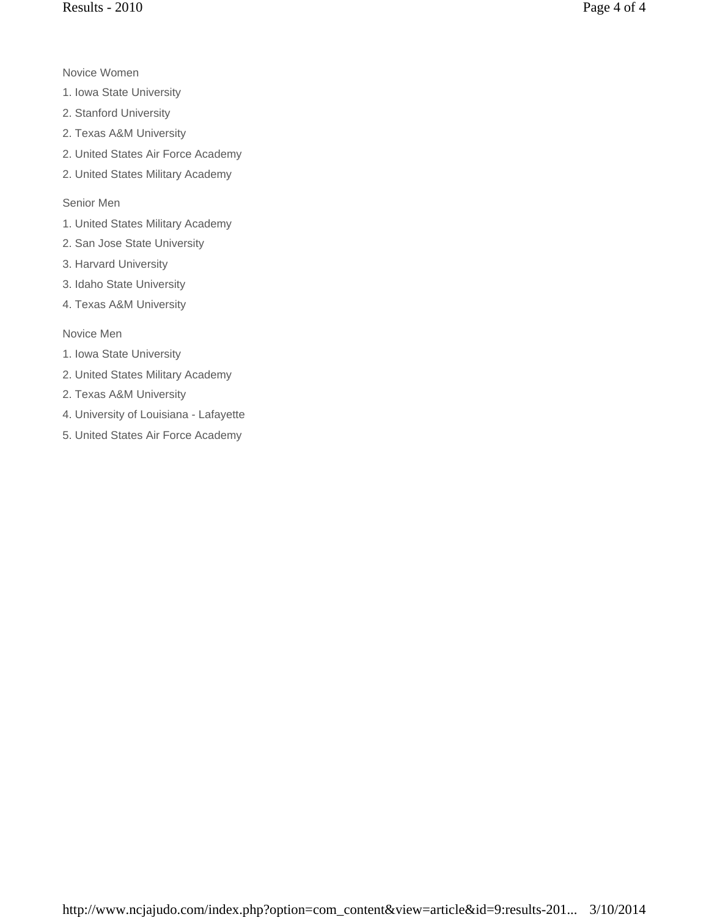Novice Women

1. Iowa State University
2. Stanford University
2. Texas A&M University
2. United States Air Force Academy
2. United States Military Academy

Senior Men

1. United States Military Academy
2. San Jose State University
3. Harvard University
3. Idaho State University
4. Texas A&M University

Novice Men

1. Iowa State University
2. United States Military Academy
2. Texas A&M University
4. University of Louisiana - Lafayette
5. United States Air Force Academy